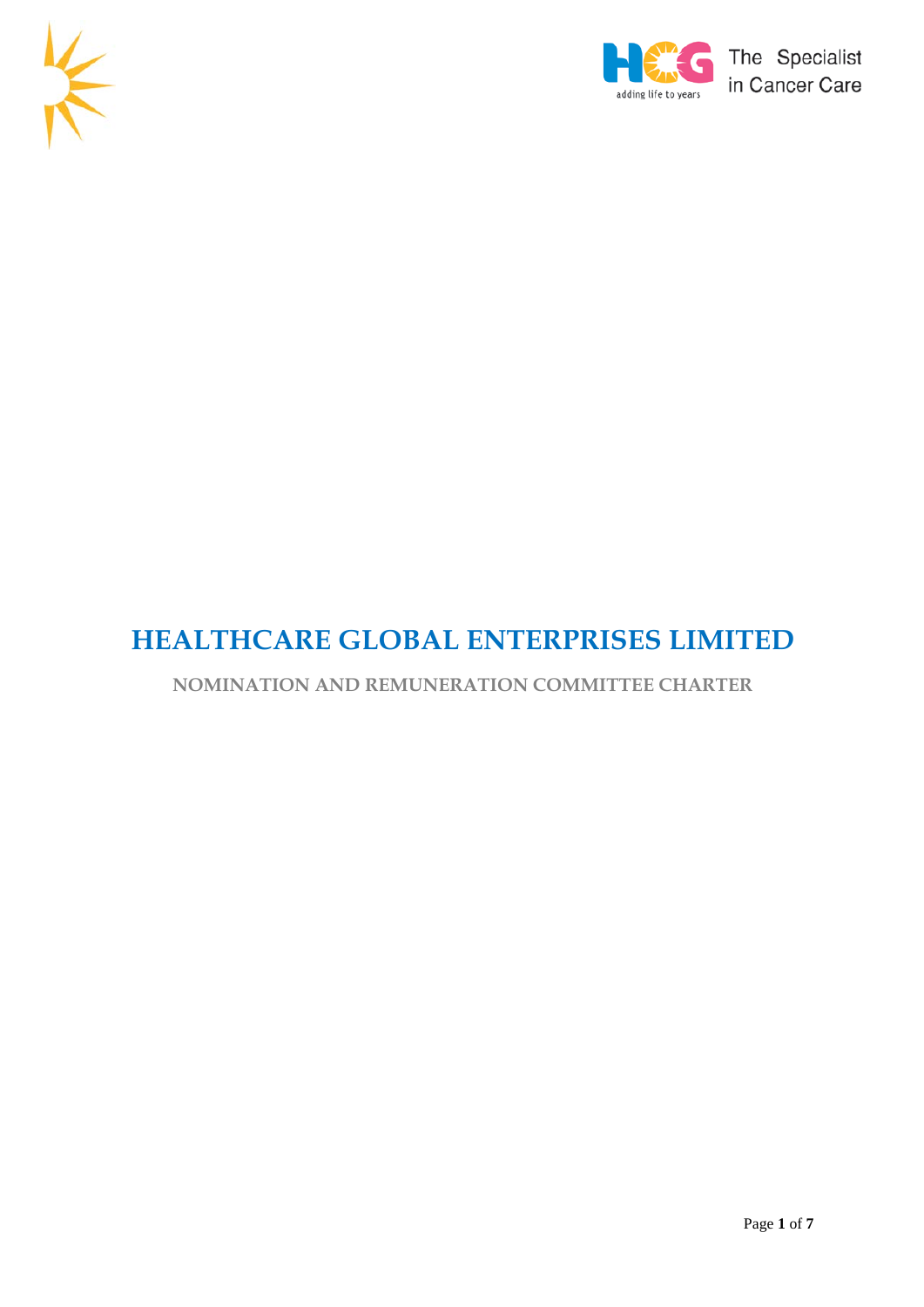# HEALTHCARE GLOBAL ENTERPRISES LIMITED

## NOMINATION AND REMUNERATION COMMITTEE CHARTER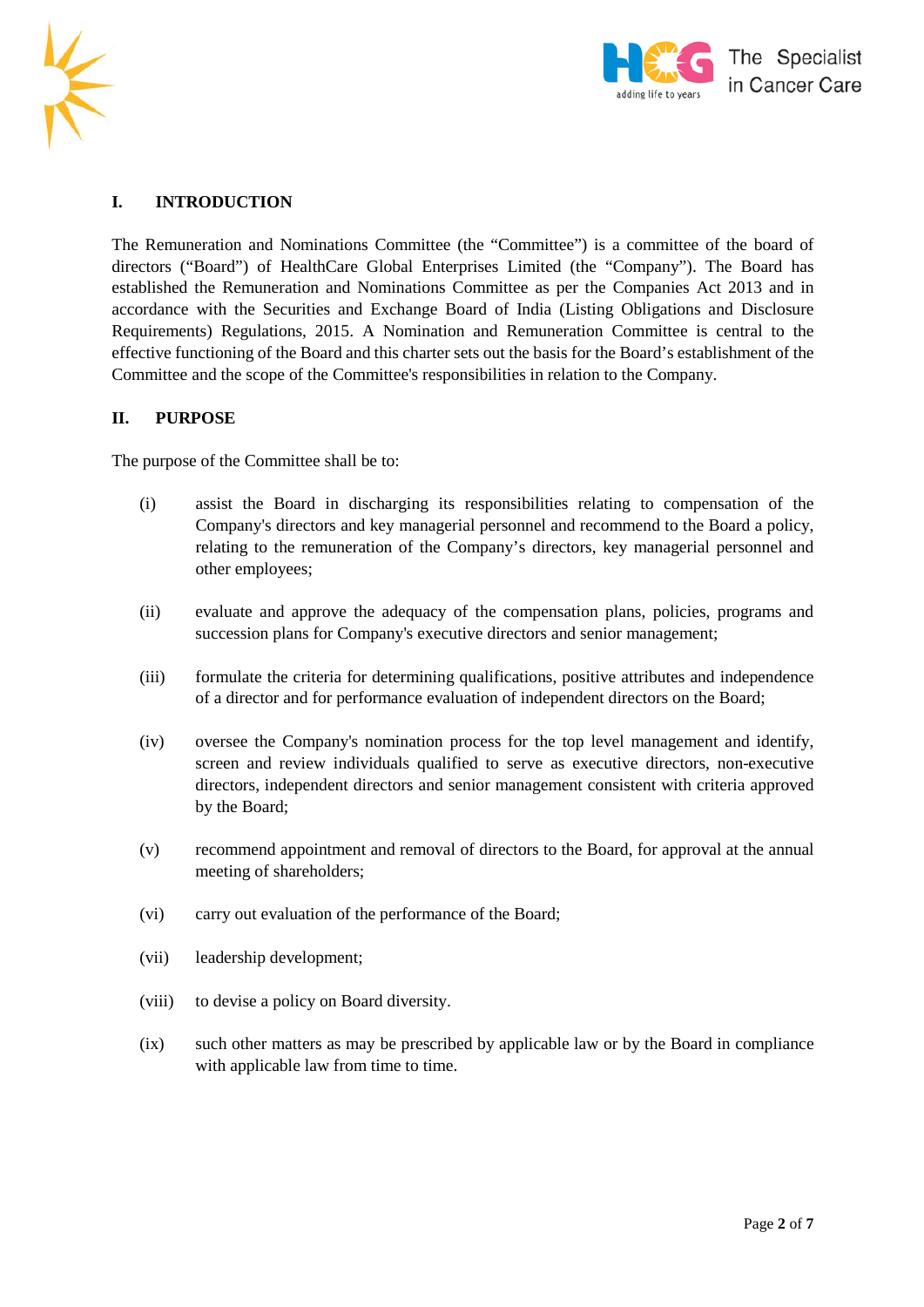## I. INTRODUCTION

The Remuneration and Nominations Committee (the "Committee") is a committee of the board of directors ("Board") of HealthCare Global Enterprises Limited (the "Company"). The Board has established the Remuneration and Nominations Committee as per the Companies Act 2013 and in accordance with the Securities and Exchange Board of India (Listing Obligations and Disclosure Requirements) Regulations, 2015. A Nomination and Remuneration Committee is central to the effective functioning of the Board and this charter sets out the basis for the Board's establishment of the Committee and the scope of the Committee's responsibilities in relation to the Company.

## II. PURPOSE

The purpose of the Committee shall be to:

(i) assist the Board in discharging its responsibilities relating to compensation of the Company's directors and key managerial personnel and recommend to the Board a policy, relating to the remuneration of the Company's directors, key managerial personnel and other employees;

(ii) evaluate and approve the adequacy of the compensation plans, policies, programs and succession plans for Company's executive directors and senior management;

(iii) formulate the criteria for determining qualifications, positive attributes and independence of a director and for performance evaluation of independent directors on the Board;

(iv) oversee the Company's nomination process for the top level management and identify, screen and review individuals qualified to serve as executive directors, non-executive directors, independent directors and senior management consistent with criteria approved by the Board;

(v) recommend appointment and removal of directors to the Board, for approval at the annual meeting of shareholders;

(vi) carry out evaluation of the performance of the Board;

(vii) leadership development;

(viii) to devise a policy on Board diversity.

(ix) such other matters as may be prescribed by applicable law or by the Board in compliance with applicable law from time to time.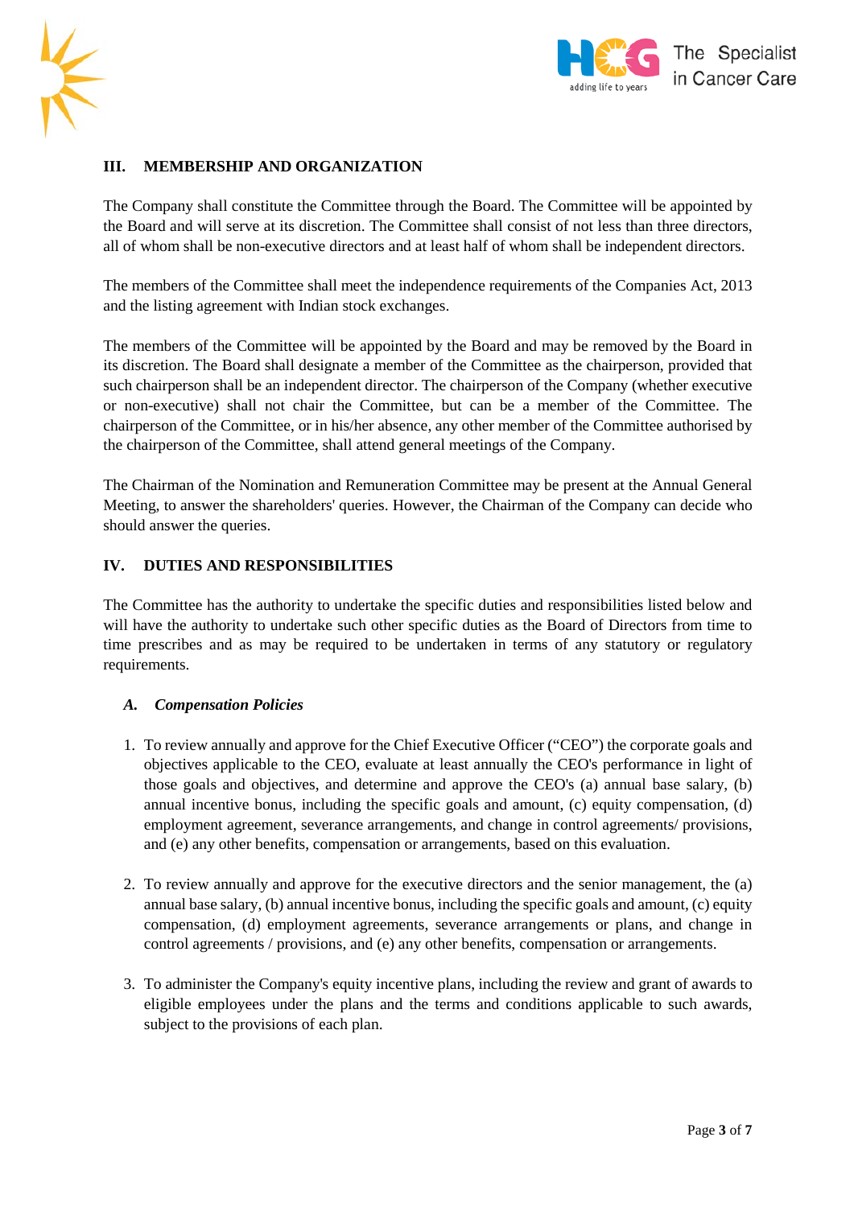## III. MEMBERSHIP AND ORGANIZATION

The Company shall constitute the Committee through the Board. The Committee will be appointed by the Board and will serve at its discretion. The Committee shall consist of not less than three directors, all of whom shall be non-executive directors and at least half of whom shall be independent directors.

The members of the Committee shall meet the independence requirements of the Companies Act, 2013 and the listing agreement with Indian stock exchanges.

The members of the Committee will be appointed by the Board and may be removed by the Board in its discretion. The Board shall designate a member of the Committee as the chairperson, provided that such chairperson shall be an independent director. The chairperson of the Company (whether executive or non-executive) shall not chair the Committee, but can be a member of the Committee. The chairperson of the Committee, or in his/her absence, any other member of the Committee authorised by the chairperson of the Committee, shall attend general meetings of the Company.

The Chairman of the Nomination and Remuneration Committee may be present at the Annual General Meeting, to answer the shareholders' queries. However, the Chairman of the Company can decide who should answer the queries.

## IV. DUTIES AND RESPONSIBILITIES

The Committee has the authority to undertake the specific duties and responsibilities listed below and will have the authority to undertake such other specific duties as the Board of Directors from time to time prescribes and as may be required to be undertaken in terms of any statutory or regulatory requirements.

### *A. Compensation Policies*

1. To review annually and approve for the Chief Executive Officer ("CEO") the corporate goals and objectives applicable to the CEO, evaluate at least annually the CEO's performance in light of those goals and objectives, and determine and approve the CEO's (a) annual base salary, (b) annual incentive bonus, including the specific goals and amount, (c) equity compensation, (d) employment agreement, severance arrangements, and change in control agreements/ provisions, and (e) any other benefits, compensation or arrangements, based on this evaluation.

2. To review annually and approve for the executive directors and the senior management, the (a) annual base salary, (b) annual incentive bonus, including the specific goals and amount, (c) equity compensation, (d) employment agreements, severance arrangements or plans, and change in control agreements / provisions, and (e) any other benefits, compensation or arrangements.

3. To administer the Company's equity incentive plans, including the review and grant of awards to eligible employees under the plans and the terms and conditions applicable to such awards, subject to the provisions of each plan.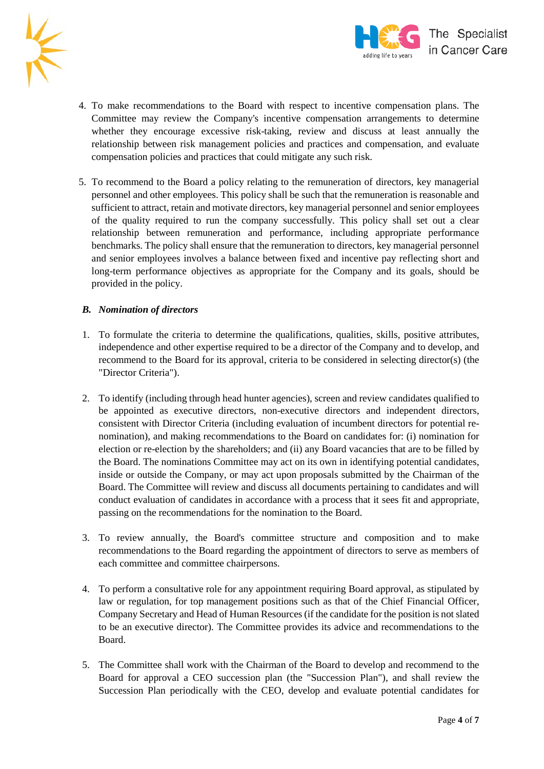4. To make recommendations to the Board with respect to incentive compensation plans. The Committee may review the Company's incentive compensation arrangements to determine whether they encourage excessive risk-taking, review and discuss at least annually the relationship between risk management policies and practices and compensation, and evaluate compensation policies and practices that could mitigate any such risk.

5. To recommend to the Board a policy relating to the remuneration of directors, key managerial personnel and other employees. This policy shall be such that the remuneration is reasonable and sufficient to attract, retain and motivate directors, key managerial personnel and senior employees of the quality required to run the company successfully. This policy shall set out a clear relationship between remuneration and performance, including appropriate performance benchmarks. The policy shall ensure that the remuneration to directors, key managerial personnel and senior employees involves a balance between fixed and incentive pay reflecting short and long-term performance objectives as appropriate for the Company and its goals, should be provided in the policy.

***B. Nomination of directors***

1. To formulate the criteria to determine the qualifications, qualities, skills, positive attributes, independence and other expertise required to be a director of the Company and to develop, and recommend to the Board for its approval, criteria to be considered in selecting director(s) (the "Director Criteria").

2. To identify (including through head hunter agencies), screen and review candidates qualified to be appointed as executive directors, non-executive directors and independent directors, consistent with Director Criteria (including evaluation of incumbent directors for potential re-nomination), and making recommendations to the Board on candidates for: (i) nomination for election or re-election by the shareholders; and (ii) any Board vacancies that are to be filled by the Board. The nominations Committee may act on its own in identifying potential candidates, inside or outside the Company, or may act upon proposals submitted by the Chairman of the Board. The Committee will review and discuss all documents pertaining to candidates and will conduct evaluation of candidates in accordance with a process that it sees fit and appropriate, passing on the recommendations for the nomination to the Board.

3. To review annually, the Board's committee structure and composition and to make recommendations to the Board regarding the appointment of directors to serve as members of each committee and committee chairpersons.

4. To perform a consultative role for any appointment requiring Board approval, as stipulated by law or regulation, for top management positions such as that of the Chief Financial Officer, Company Secretary and Head of Human Resources (if the candidate for the position is not slated to be an executive director). The Committee provides its advice and recommendations to the Board.

5. The Committee shall work with the Chairman of the Board to develop and recommend to the Board for approval a CEO succession plan (the "Succession Plan"), and shall review the Succession Plan periodically with the CEO, develop and evaluate potential candidates for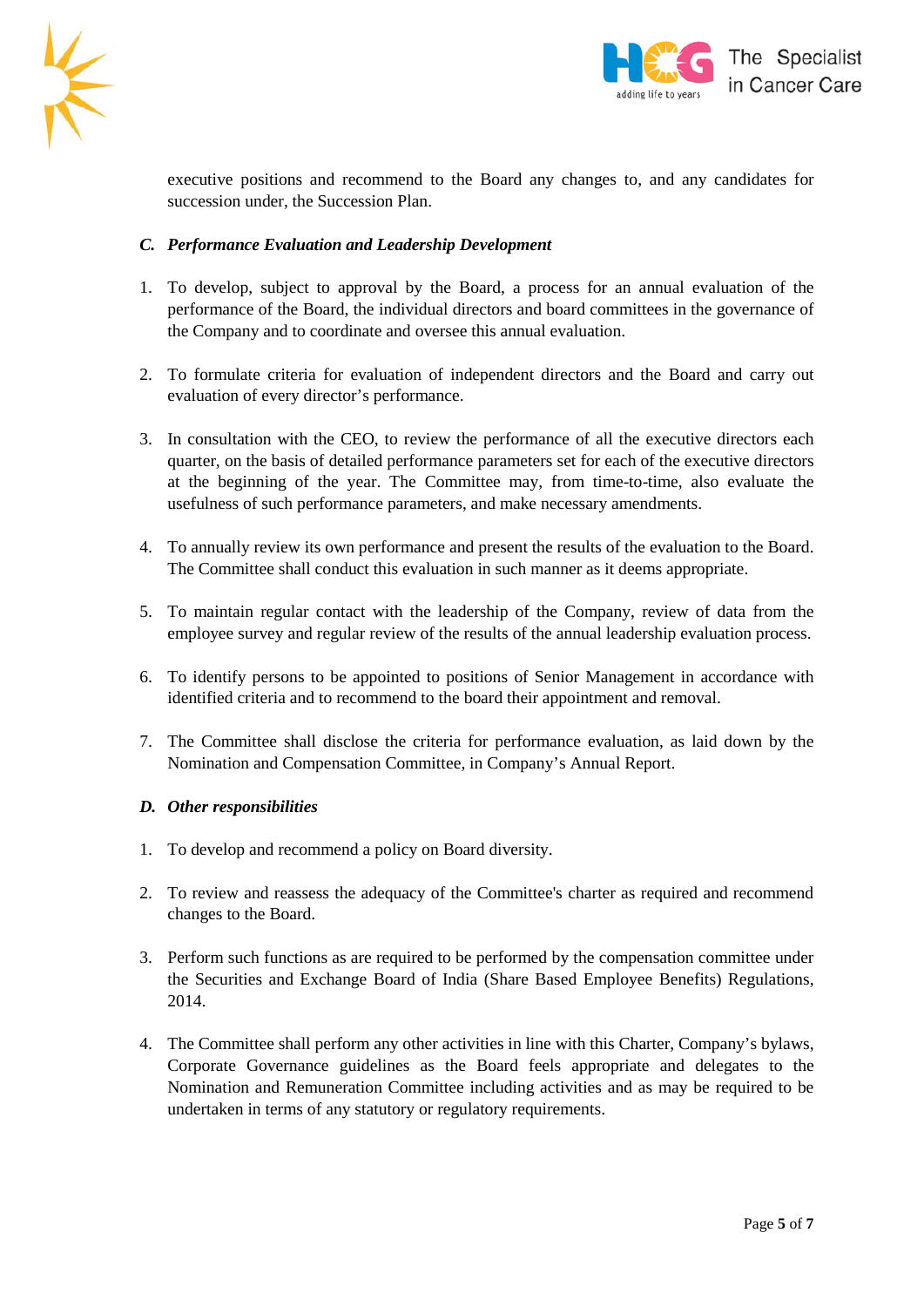executive positions and recommend to the Board any changes to, and any candidates for succession under, the Succession Plan.

### *C. Performance Evaluation and Leadership Development*

1. To develop, subject to approval by the Board, a process for an annual evaluation of the performance of the Board, the individual directors and board committees in the governance of the Company and to coordinate and oversee this annual evaluation.

2. To formulate criteria for evaluation of independent directors and the Board and carry out evaluation of every director's performance.

3. In consultation with the CEO, to review the performance of all the executive directors each quarter, on the basis of detailed performance parameters set for each of the executive directors at the beginning of the year. The Committee may, from time-to-time, also evaluate the usefulness of such performance parameters, and make necessary amendments.

4. To annually review its own performance and present the results of the evaluation to the Board. The Committee shall conduct this evaluation in such manner as it deems appropriate.

5. To maintain regular contact with the leadership of the Company, review of data from the employee survey and regular review of the results of the annual leadership evaluation process.

6. To identify persons to be appointed to positions of Senior Management in accordance with identified criteria and to recommend to the board their appointment and removal.

7. The Committee shall disclose the criteria for performance evaluation, as laid down by the Nomination and Compensation Committee, in Company's Annual Report.

### *D. Other responsibilities*

1. To develop and recommend a policy on Board diversity.

2. To review and reassess the adequacy of the Committee's charter as required and recommend changes to the Board.

3. Perform such functions as are required to be performed by the compensation committee under the Securities and Exchange Board of India (Share Based Employee Benefits) Regulations, 2014.

4. The Committee shall perform any other activities in line with this Charter, Company's bylaws, Corporate Governance guidelines as the Board feels appropriate and delegates to the Nomination and Remuneration Committee including activities and as may be required to be undertaken in terms of any statutory or regulatory requirements.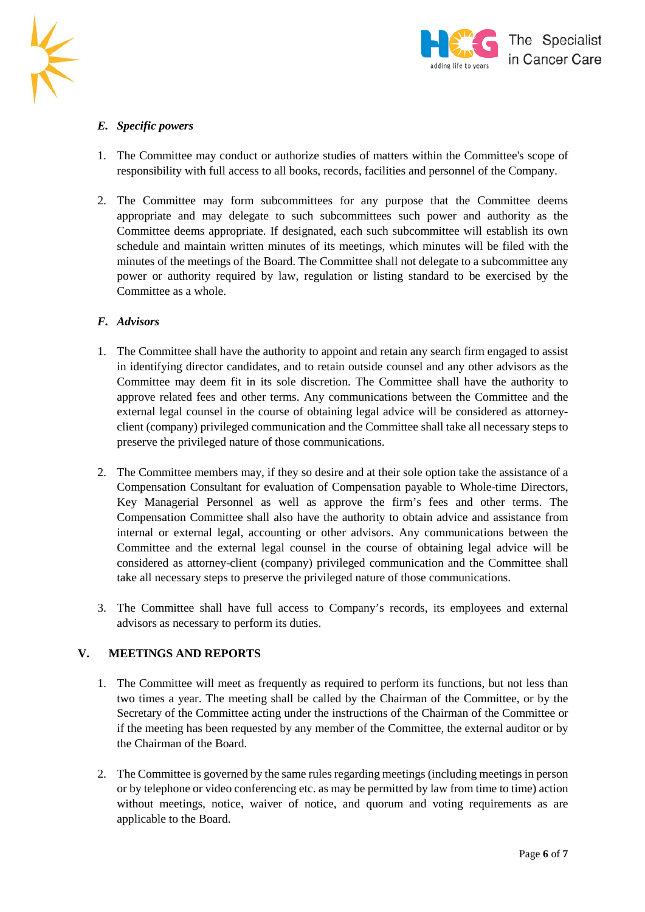### *E. Specific powers*

1. The Committee may conduct or authorize studies of matters within the Committee's scope of responsibility with full access to all books, records, facilities and personnel of the Company.

2. The Committee may form subcommittees for any purpose that the Committee deems appropriate and may delegate to such subcommittees such power and authority as the Committee deems appropriate. If designated, each such subcommittee will establish its own schedule and maintain written minutes of its meetings, which minutes will be filed with the minutes of the meetings of the Board. The Committee shall not delegate to a subcommittee any power or authority required by law, regulation or listing standard to be exercised by the Committee as a whole.

### *F. Advisors*

1. The Committee shall have the authority to appoint and retain any search firm engaged to assist in identifying director candidates, and to retain outside counsel and any other advisors as the Committee may deem fit in its sole discretion. The Committee shall have the authority to approve related fees and other terms. Any communications between the Committee and the external legal counsel in the course of obtaining legal advice will be considered as attorney-client (company) privileged communication and the Committee shall take all necessary steps to preserve the privileged nature of those communications.

2. The Committee members may, if they so desire and at their sole option take the assistance of a Compensation Consultant for evaluation of Compensation payable to Whole-time Directors, Key Managerial Personnel as well as approve the firm's fees and other terms. The Compensation Committee shall also have the authority to obtain advice and assistance from internal or external legal, accounting or other advisors. Any communications between the Committee and the external legal counsel in the course of obtaining legal advice will be considered as attorney-client (company) privileged communication and the Committee shall take all necessary steps to preserve the privileged nature of those communications.

3. The Committee shall have full access to Company's records, its employees and external advisors as necessary to perform its duties.

## V. MEETINGS AND REPORTS

1. The Committee will meet as frequently as required to perform its functions, but not less than two times a year. The meeting shall be called by the Chairman of the Committee, or by the Secretary of the Committee acting under the instructions of the Chairman of the Committee or if the meeting has been requested by any member of the Committee, the external auditor or by the Chairman of the Board.

2. The Committee is governed by the same rules regarding meetings (including meetings in person or by telephone or video conferencing etc. as may be permitted by law from time to time) action without meetings, notice, waiver of notice, and quorum and voting requirements as are applicable to the Board.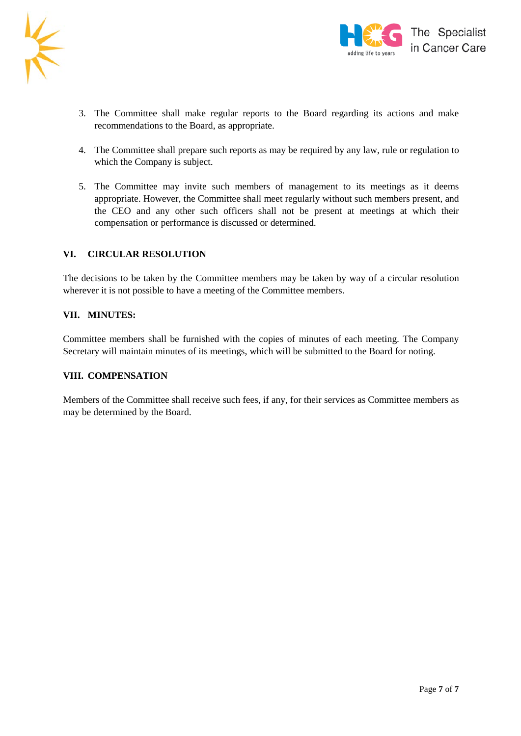3. The Committee shall make regular reports to the Board regarding its actions and make recommendations to the Board, as appropriate.

4. The Committee shall prepare such reports as may be required by any law, rule or regulation to which the Company is subject.

5. The Committee may invite such members of management to its meetings as it deems appropriate. However, the Committee shall meet regularly without such members present, and the CEO and any other such officers shall not be present at meetings at which their compensation or performance is discussed or determined.

## VI. CIRCULAR RESOLUTION

The decisions to be taken by the Committee members may be taken by way of a circular resolution wherever it is not possible to have a meeting of the Committee members.

## VII. MINUTES:

Committee members shall be furnished with the copies of minutes of each meeting. The Company Secretary will maintain minutes of its meetings, which will be submitted to the Board for noting.

## VIII. COMPENSATION

Members of the Committee shall receive such fees, if any, for their services as Committee members as may be determined by the Board.